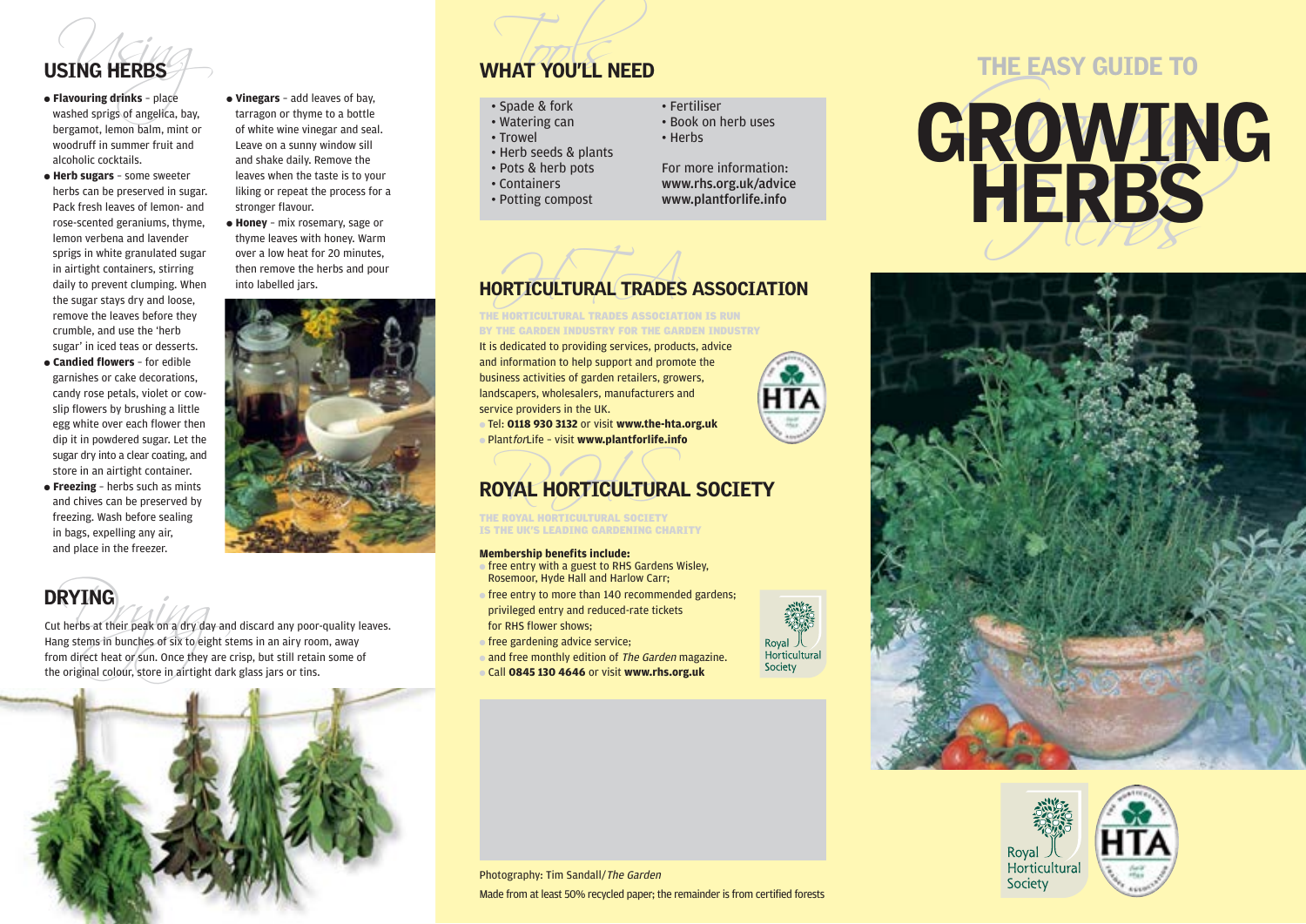## USING HERBS

- **Flavouring drinks** – place washed sprigs of angelica, bay, bergamot, lemon balm, mint or woodruff in summer fruit and alcoholic cocktails.
- **Herb sugars** – some sweeter herbs can be preserved in sugar. Pack fresh leaves of lemon- and rose-scented geraniums, thyme, lemon verbena and lavender sprigs in white granulated sugar in airtight containers, stirring daily to prevent clumping. When the sugar stays dry and loose, remove the leaves before they crumble, and use the 'herb sugar' in iced teas or desserts.
- **Candied flowers** – for edible garnishes or cake decorations, candy rose petals, violet or cow-slip flowers by brushing a little egg white over each flower then dip it in powdered sugar. Let the sugar dry into a clear coating, and store in an airtight container.
- **Freezing** – herbs such as mints and chives can be preserved by freezing. Wash before sealing in bags, expelling any air, and place in the freezer.
- **Vinegars** – add leaves of bay, tarragon or thyme to a bottle of white wine vinegar and seal. Leave on a sunny window sill and shake daily. Remove the leaves when the taste is to your liking or repeat the process for a stronger flavour.
- **Honey** – mix rosemary, sage or thyme leaves with honey. Warm over a low heat for 20 minutes, then remove the herbs and pour into labelled jars.

## DRYING

Cut herbs at their peak on a dry day and discard any poor-quality leaves. Hang stems in bunches of six to eight stems in an airy room, away from direct heat or sun. Once they are crisp, but still retain some of the original colour, store in airtight dark glass jars or tins.

## WHAT YOU'LL NEED

- Spade & fork
- Watering can
- Trowel
- Herb seeds & plants
- Pots & herb pots
- Containers
- Potting compost
- Fertiliser
- Book on herb uses
- Herbs

For more information:
**www.rhs.org.uk/advice**
**www.plantforlife.info**

## HORTICULTURAL TRADES ASSOCIATION

THE HORTICULTURAL TRADES ASSOCIATION IS RUN BY THE GARDEN INDUSTRY FOR THE GARDEN INDUSTRY

It is dedicated to providing services, products, advice and information to help support and promote the business activities of garden retailers, growers, landscapers, wholesalers, manufacturers and service providers in the UK.

- Tel: **0118 930 3132** or visit **www.the-hta.org.uk**
- Plant*for*Life – visit **www.plantforlife.info**

## ROYAL HORTICULTURAL SOCIETY

THE ROYAL HORTICULTURAL SOCIETY IS THE UK'S LEADING GARDENING CHARITY

**Membership benefits include:**

- free entry with a guest to RHS Gardens Wisley, Rosemoor, Hyde Hall and Harlow Carr;
- free entry to more than 140 recommended gardens; privileged entry and reduced-rate tickets for RHS flower shows;
- free gardening advice service;
- and free monthly edition of *The Garden* magazine.
- Call **0845 130 4646** or visit **www.rhs.org.uk**

Photography: Tim Sandall/*The Garden*

Made from at least 50% recycled paper; the remainder is from certified forests

# THE EASY GUIDE TO GROWING HERBS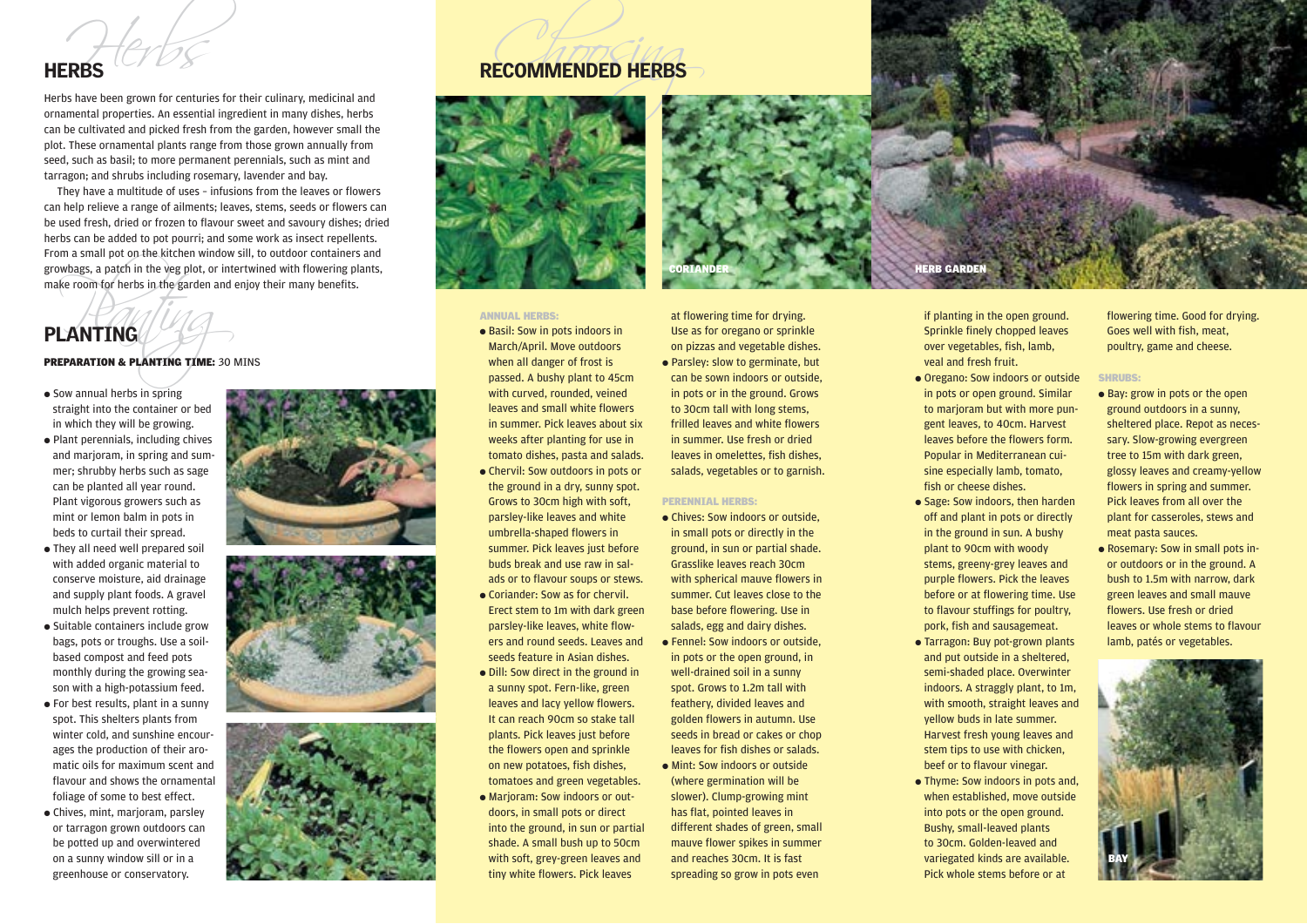# HERBS

Herbs have been grown for centuries for their culinary, medicinal and ornamental properties. An essential ingredient in many dishes, herbs can be cultivated and picked fresh from the garden, however small the plot. These ornamental plants range from those grown annually from seed, such as basil; to more permanent perennials, such as mint and tarragon; and shrubs including rosemary, lavender and bay.

They have a multitude of uses – infusions from the leaves or flowers can help relieve a range of ailments; leaves, stems, seeds or flowers can be used fresh, dried or frozen to flavour sweet and savoury dishes; dried herbs can be added to pot pourri; and some work as insect repellents. From a small pot on the kitchen window sill, to outdoor containers and growbags, a patch in the veg plot, or intertwined with flowering plants, make room for herbs in the garden and enjoy their many benefits.

## PLANTING

**PREPARATION & PLANTING TIME:** 30 MINS

- Sow annual herbs in spring straight into the container or bed in which they will be growing.
- Plant perennials, including chives and marjoram, in spring and summer; shrubby herbs such as sage can be planted all year round. Plant vigorous growers such as mint or lemon balm in pots in beds to curtail their spread.
- They all need well prepared soil with added organic material to conserve moisture, aid drainage and supply plant foods. A gravel mulch helps prevent rotting.
- Suitable containers include grow bags, pots or troughs. Use a soil-based compost and feed pots monthly during the growing season with a high-potassium feed.
- For best results, plant in a sunny spot. This shelters plants from winter cold, and sunshine encourages the production of their aromatic oils for maximum scent and flavour and shows the ornamental foliage of some to best effect.
- Chives, mint, marjoram, parsley or tarragon grown outdoors can be potted up and overwintered on a sunny window sill or in a greenhouse or conservatory.

## RECOMMENDED HERBS

CORIANDER

HERB GARDEN

### ANNUAL HERBS:

- Basil: Sow in pots indoors in March/April. Move outdoors when all danger of frost is passed. A bushy plant to 45cm with curved, rounded, veined leaves and small white flowers in summer. Pick leaves about six weeks after planting for use in tomato dishes, pasta and salads.
- Chervil: Sow outdoors in pots or the ground in a dry, sunny spot. Grows to 30cm high with soft, parsley-like leaves and white umbrella-shaped flowers in summer. Pick leaves just before buds break and use raw in salads or to flavour soups or stews.
- Coriander: Sow as for chervil. Erect stem to 1m with dark green parsley-like leaves, white flowers and round seeds. Leaves and seeds feature in Asian dishes.
- Dill: Sow direct in the ground in a sunny spot. Fern-like, green leaves and lacy yellow flowers. It can reach 90cm so stake tall plants. Pick leaves just before the flowers open and sprinkle on new potatoes, fish dishes, tomatoes and green vegetables.
- Marjoram: Sow indoors or outdoors, in small pots or direct into the ground, in sun or partial shade. A small bush up to 50cm with soft, grey-green leaves and tiny white flowers. Pick leaves at flowering time for drying. Use as for oregano or sprinkle on pizzas and vegetable dishes.
- Parsley: slow to germinate, but can be sown indoors or outside, in pots or in the ground. Grows to 30cm tall with long stems, frilled leaves and white flowers in summer. Use fresh or dried leaves in omelettes, fish dishes, salads, vegetables or to garnish.

### PERENNIAL HERBS:

- Chives: Sow indoors or outside, in small pots or directly in the ground, in sun or partial shade. Grasslike leaves reach 30cm with spherical mauve flowers in summer. Cut leaves close to the base before flowering. Use in salads, egg and dairy dishes.
- Fennel: Sow indoors or outside, in pots or the open ground, in well-drained soil in a sunny spot. Grows to 1.2m tall with feathery, divided leaves and golden flowers in autumn. Use seeds in bread or cakes or chop leaves for fish dishes or salads.
- Mint: Sow indoors or outside (where germination will be slower). Clump-growing mint has flat, pointed leaves in different shades of green, small mauve flower spikes in summer and reaches 30cm. It is fast spreading so grow in pots even if planting in the open ground. Sprinkle finely chopped leaves over vegetables, fish, lamb, veal and fresh fruit.
- Oregano: Sow indoors or outside in pots or open ground. Similar to marjoram but with more pungent leaves, to 40cm. Harvest leaves before the flowers form. Popular in Mediterranean cuisine especially lamb, tomato, fish or cheese dishes.
- Sage: Sow indoors, then harden off and plant in pots or directly in the ground in sun. A bushy plant to 90cm with woody stems, greeny-grey leaves and purple flowers. Pick the leaves before or at flowering time. Use to flavour stuffings for poultry, pork, fish and sausagemeat.
- Tarragon: Buy pot-grown plants and put outside in a sheltered, semi-shaded place. Overwinter indoors. A straggly plant, to 1m, with smooth, straight leaves and yellow buds in late summer. Harvest fresh young leaves and stem tips to use with chicken, beef or to flavour vinegar.
- Thyme: Sow indoors in pots and, when established, move outside into pots or the open ground. Bushy, small-leaved plants to 30cm. Golden-leaved and variegated kinds are available. Pick whole stems before or at flowering time. Good for drying. Goes well with fish, meat, poultry, game and cheese.

### SHRUBS:

- Bay: grow in pots or the open ground outdoors in a sunny, sheltered place. Repot as necessary. Slow-growing evergreen tree to 15m with dark green, glossy leaves and creamy-yellow flowers in spring and summer. Pick leaves from all over the plant for casseroles, stews and meat pasta sauces.
- Rosemary: Sow in small pots in- or outdoors or in the ground. A bush to 1.5m with narrow, dark green leaves and small mauve flowers. Use fresh or dried leaves or whole stems to flavour lamb, patés or vegetables.

BAY